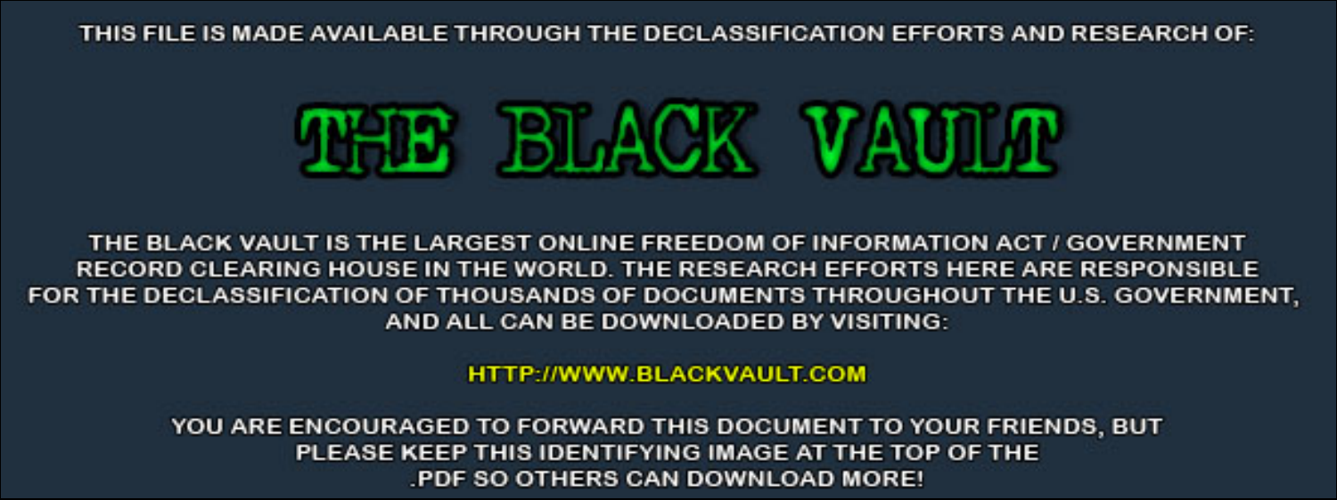THIS FILE IS MADE AVAILABLE THROUGH THE DECLASSIFICATION EFFORTS AND RESEARCH OF:

# THE BLACK VAULT

THE BLACK VAULT IS THE LARGEST ONLINE FREEDOM OF INFORMATION ACT / GOVERNMENT RECORD CLEARING HOUSE IN THE WORLD. THE RESEARCH EFFORTS HERE ARE RESPONSIBLE FOR THE DECLASSIFICATION OF THOUSANDS OF DOCUMENTS THROUGHOUT THE U.S. GOVERNMENT, AND ALL CAN BE DOWNLOADED BY VISITING:

HTTP://WWW.BLACKVAULT.COM

YOU ARE ENCOURAGED TO FORWARD THIS DOCUMENT TO YOUR FRIENDS, BUT PLEASE KEEP THIS IDENTIFYING IMAGE AT THE TOP OF THE .PDF SO OTHERS CAN DOWNLOAD MORE!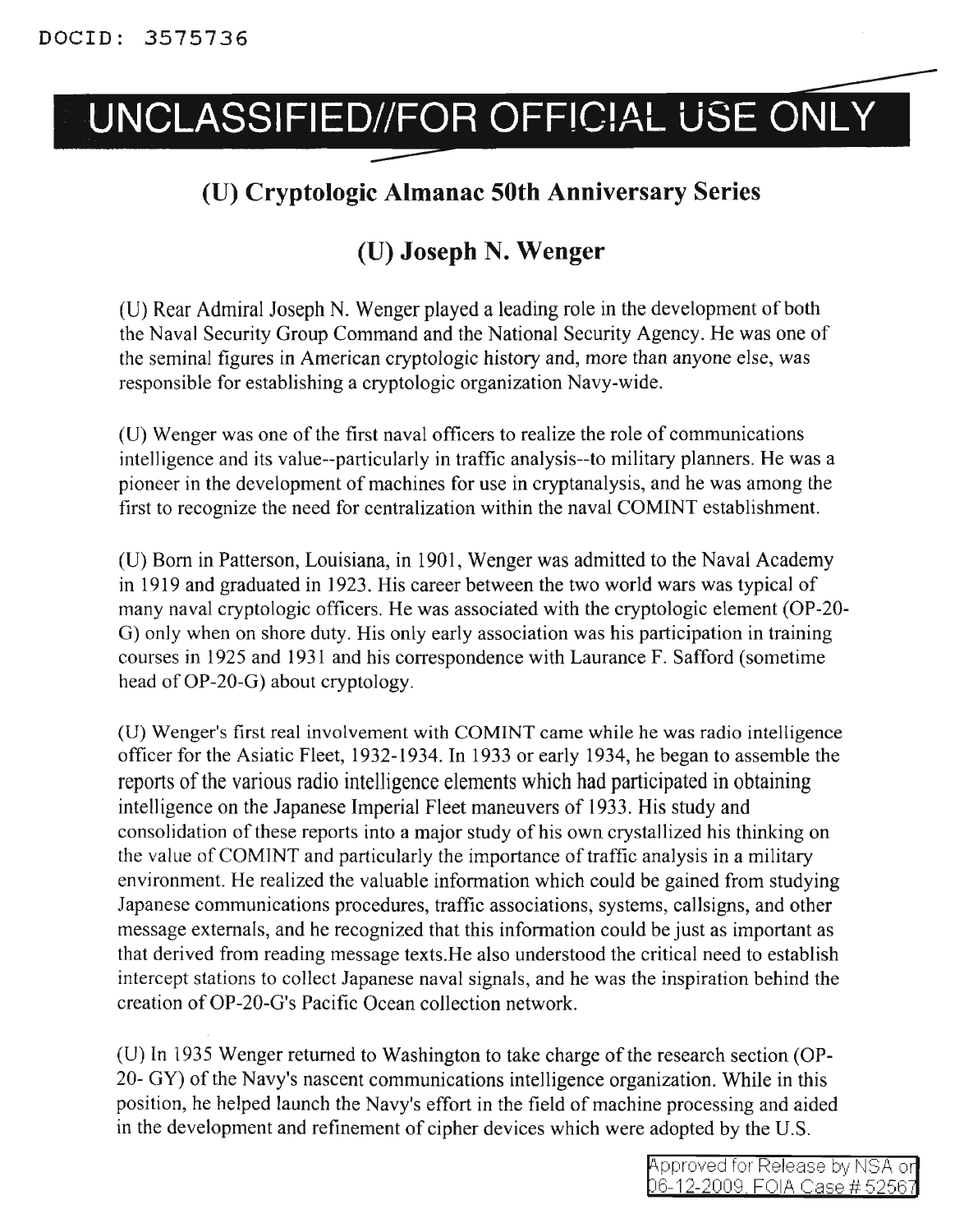# UNCLASSIFIED//FOR OFFICIAL USE ONLY

## (U) Cryptologic Almanac 50th Anniversary Series

## (U) Joseph N. Wenger

(U) Rear Admiral Joseph N. Wenger played a leading role in the development of both the Naval Security Group Command and the National Security Agency. He was one of the seminal figures in American cryptologic history and, more than anyone else, was responsible for establishing a cryptologic organization Navy-wide.

(U) Wenger was one of the first naval officers to realize the role of communications intelligence and its value--particularly in traffic analysis--to military planners. He was a pioneer in the development of machines for use in cryptanalysis, and he was among the first to recognize the need for centralization within the naval COMINT establishment.

(U) Born in Patterson, Louisiana, in 1901, Wenger was admitted to the Naval Academy in 1919 and graduated in 1923. His career between the two world wars was typical of many naval cryptologic officers. He was associated with the cryptologic element (OP-20-G) only when on shore duty. His only early association was his participation in training courses in 1925 and 1931 and his correspondence with Laurance F. Safford (sometime head of OP-20-G) about cryptology.

(U) Wenger's first real involvement with COMINT came while he was radio intelligence officer for the Asiatic Fleet, 1932-1934. In 1933 or early 1934, he began to assemble the reports of the various radio intelligence elements which had participated in obtaining intelligence on the Japanese Imperial Fleet maneuvers of 1933. His study and consolidation of these reports into a major study of his own crystallized his thinking on the value of COMINT and particularly the importance of traffic analysis in a military environment. He realized the valuable information which could be gained from studying Japanese communications procedures, traffic associations, systems, callsigns, and other message externals, and he recognized that this information could be just as important as that derived from reading message texts.He also understood the critical need to establish intercept stations to collect Japanese naval signals, and he was the inspiration behind the creation of OP-20-G's Pacific Ocean collection network.

(U) In 1935 Wenger returned to Washington to take charge of the research section (OP-20- GY) of the Navy's nascent communications intelligence organization. While in this position, he helped launch the Navy's effort in the field of machine processing and aided in the development and refinement of cipher devices which were adopted by the U.S.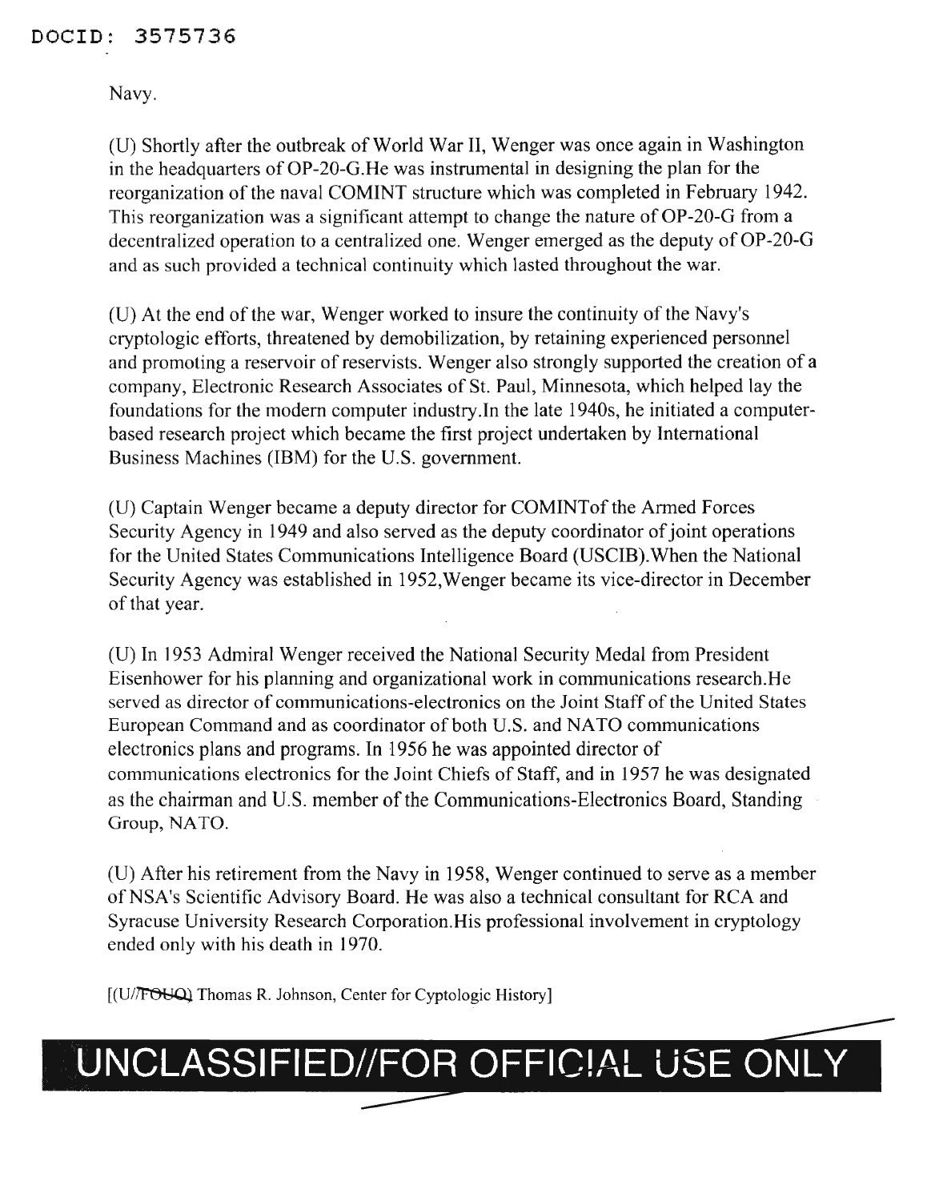Navy.

(U) Shortly after the outbreak of World War II, Wenger was once again in Washington in the headquarters of OP-20-G.He was instrumental in designing the plan for the reorganization of the naval COMINT structure which was completed in February 1942. This reorganization was a significant attempt to change the nature of OP-20-G from a decentralized operation to a centralized one. Wenger emerged as the deputy of OP-20-G and as such provided a technical continuity which lasted throughout the war.

(U) At the end of the war, Wenger worked to insure the continuity of the Navy's cryptologic efforts, threatened by demobilization, by retaining experienced personnel and promoting a reservoir of reservists. Wenger also strongly supported the creation of a company, Electronic Research Associates of St. Paul, Minnesota, which helped lay the foundations for the modern computer industry.In the late 1940s, he initiated a computer-based research project which became the first project undertaken by International Business Machines (IBM) for the U.S. government.

(U) Captain Wenger became a deputy director for COMINTof the Armed Forces Security Agency in 1949 and also served as the deputy coordinator of joint operations for the United States Communications Intelligence Board (USCIB).When the National Security Agency was established in 1952,Wenger became its vice-director in December of that year.

(U) In 1953 Admiral Wenger received the National Security Medal from President Eisenhower for his planning and organizational work in communications research.He served as director of communications-electronics on the Joint Staff of the United States European Command and as coordinator of both U.S. and NATO communications electronics plans and programs. In 1956 he was appointed director of communications electronics for the Joint Chiefs of Staff, and in 1957 he was designated as the chairman and U.S. member of the Communications-Electronics Board, Standing Group, NATO.

(U) After his retirement from the Navy in 1958, Wenger continued to serve as a member of NSA's Scientific Advisory Board. He was also a technical consultant for RCA and Syracuse University Research Corporation.His professional involvement in cryptology ended only with his death in 1970.

[(U//FOUO) Thomas R. Johnson, Center for Cyptologic History]